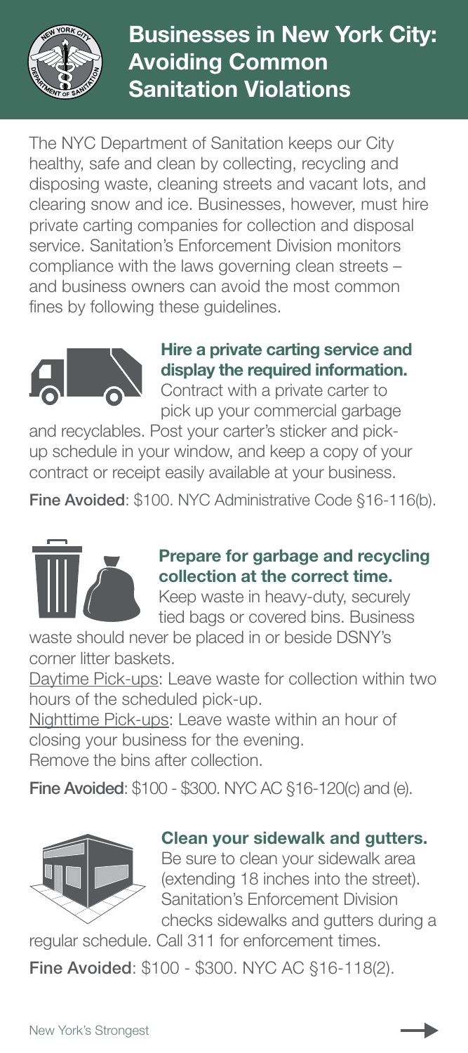# Businesses in New York City: Avoiding Common Sanitation Violations

The NYC Department of Sanitation keeps our City healthy, safe and clean by collecting, recycling and disposing waste, cleaning streets and vacant lots, and clearing snow and ice. Businesses, however, must hire private carting companies for collection and disposal service. Sanitation's Enforcement Division monitors compliance with the laws governing clean streets – and business owners can avoid the most common fines by following these guidelines.

### Hire a private carting service and display the required information.

Contract with a private carter to pick up your commercial garbage and recyclables. Post your carter's sticker and pick-up schedule in your window, and keep a copy of your contract or receipt easily available at your business.

**Fine Avoided**: $100. NYC Administrative Code §16-116(b).

### Prepare for garbage and recycling collection at the correct time.

Keep waste in heavy-duty, securely tied bags or covered bins. Business waste should never be placed in or beside DSNY's corner litter baskets.

Daytime Pick-ups: Leave waste for collection within two hours of the scheduled pick-up.

Nighttime Pick-ups: Leave waste within an hour of closing your business for the evening.

Remove the bins after collection.

**Fine Avoided**: $100 - $300. NYC AC §16-120(c) and (e).

### Clean your sidewalk and gutters.

Be sure to clean your sidewalk area (extending 18 inches into the street). Sanitation's Enforcement Division checks sidewalks and gutters during a regular schedule. Call 311 for enforcement times.

**Fine Avoided**: $100 - $300. NYC AC §16-118(2).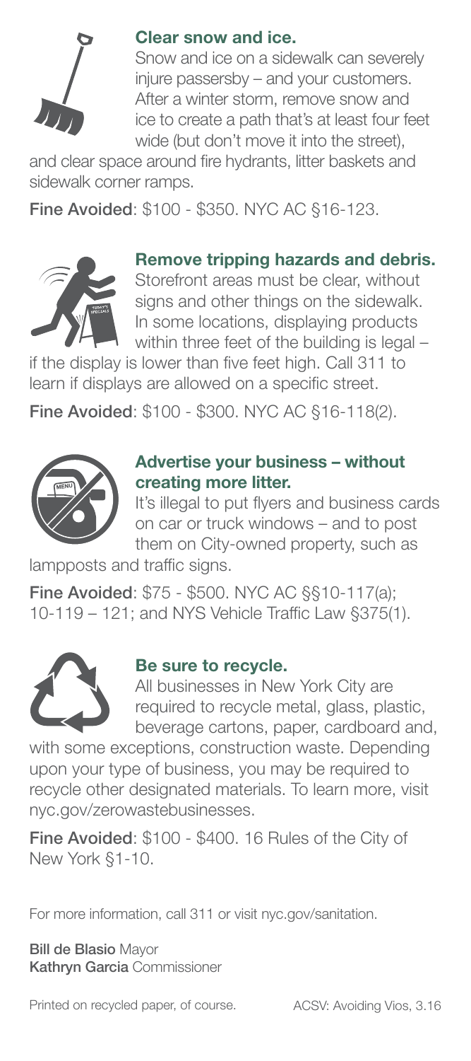### Clear snow and ice.

Snow and ice on a sidewalk can severely injure passersby – and your customers. After a winter storm, remove snow and ice to create a path that's at least four feet wide (but don't move it into the street), and clear space around fire hydrants, litter baskets and sidewalk corner ramps.

**Fine Avoided**: $100 - $350. NYC AC §16-123.

### Remove tripping hazards and debris.

Storefront areas must be clear, without signs and other things on the sidewalk. In some locations, displaying products within three feet of the building is legal – if the display is lower than five feet high. Call 311 to learn if displays are allowed on a specific street.

**Fine Avoided**: $100 - $300. NYC AC §16-118(2).

### Advertise your business – without creating more litter.

It's illegal to put flyers and business cards on car or truck windows – and to post them on City-owned property, such as lampposts and traffic signs.

**Fine Avoided**: $75 - $500. NYC AC §§10-117(a); 10-119 – 121; and NYS Vehicle Traffic Law §375(1).

### Be sure to recycle.

All businesses in New York City are required to recycle metal, glass, plastic, beverage cartons, paper, cardboard and, with some exceptions, construction waste. Depending upon your type of business, you may be required to recycle other designated materials. To learn more, visit nyc.gov/zerowastebusinesses.

**Fine Avoided**: $100 - $400. 16 Rules of the City of New York §1-10.

For more information, call 311 or visit nyc.gov/sanitation.

**Bill de Blasio** Mayor
**Kathryn Garcia** Commissioner

Printed on recycled paper, of course. ACSV: Avoiding Vios, 3.16